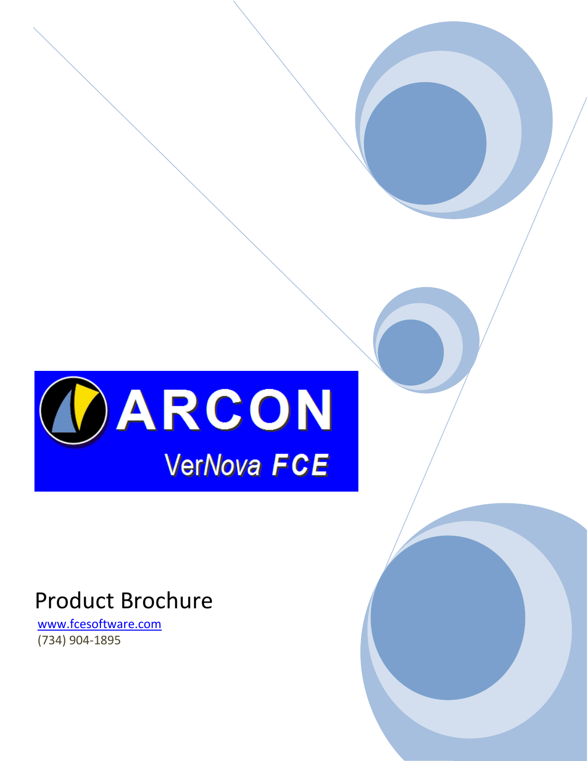# ARCON

## VerNova FCE

# Product Brochure

www.fcesoftware.com

(734) 904-1895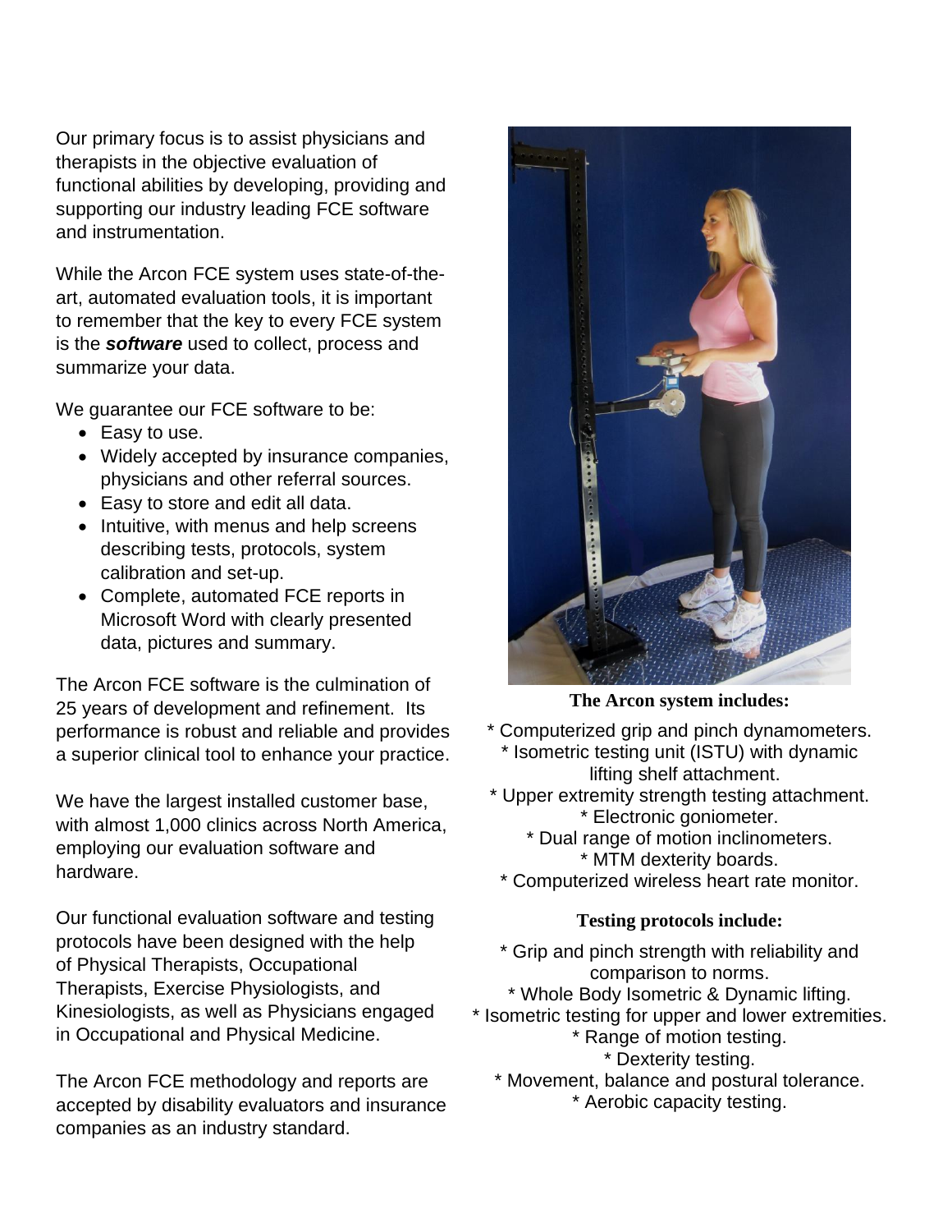Our primary focus is to assist physicians and therapists in the objective evaluation of functional abilities by developing, providing and supporting our industry leading FCE software and instrumentation.

While the Arcon FCE system uses state-of-the-art, automated evaluation tools, it is important to remember that the key to every FCE system is the ***software*** used to collect, process and summarize your data.

We guarantee our FCE software to be:

- Easy to use.
- Widely accepted by insurance companies, physicians and other referral sources.
- Easy to store and edit all data.
- Intuitive, with menus and help screens describing tests, protocols, system calibration and set-up.
- Complete, automated FCE reports in Microsoft Word with clearly presented data, pictures and summary.

The Arcon FCE software is the culmination of 25 years of development and refinement. Its performance is robust and reliable and provides a superior clinical tool to enhance your practice.

We have the largest installed customer base, with almost 1,000 clinics across North America, employing our evaluation software and hardware.

Our functional evaluation software and testing protocols have been designed with the help of Physical Therapists, Occupational Therapists, Exercise Physiologists, and Kinesiologists, as well as Physicians engaged in Occupational and Physical Medicine.

The Arcon FCE methodology and reports are accepted by disability evaluators and insurance companies as an industry standard.

**The Arcon system includes:**

* Computerized grip and pinch dynamometers.
* Isometric testing unit (ISTU) with dynamic lifting shelf attachment.
* Upper extremity strength testing attachment.
* Electronic goniometer.
* Dual range of motion inclinometers.
* MTM dexterity boards.
* Computerized wireless heart rate monitor.

**Testing protocols include:**

* Grip and pinch strength with reliability and comparison to norms.
* Whole Body Isometric & Dynamic lifting.
* Isometric testing for upper and lower extremities.
* Range of motion testing.
* Dexterity testing.
* Movement, balance and postural tolerance.
* Aerobic capacity testing.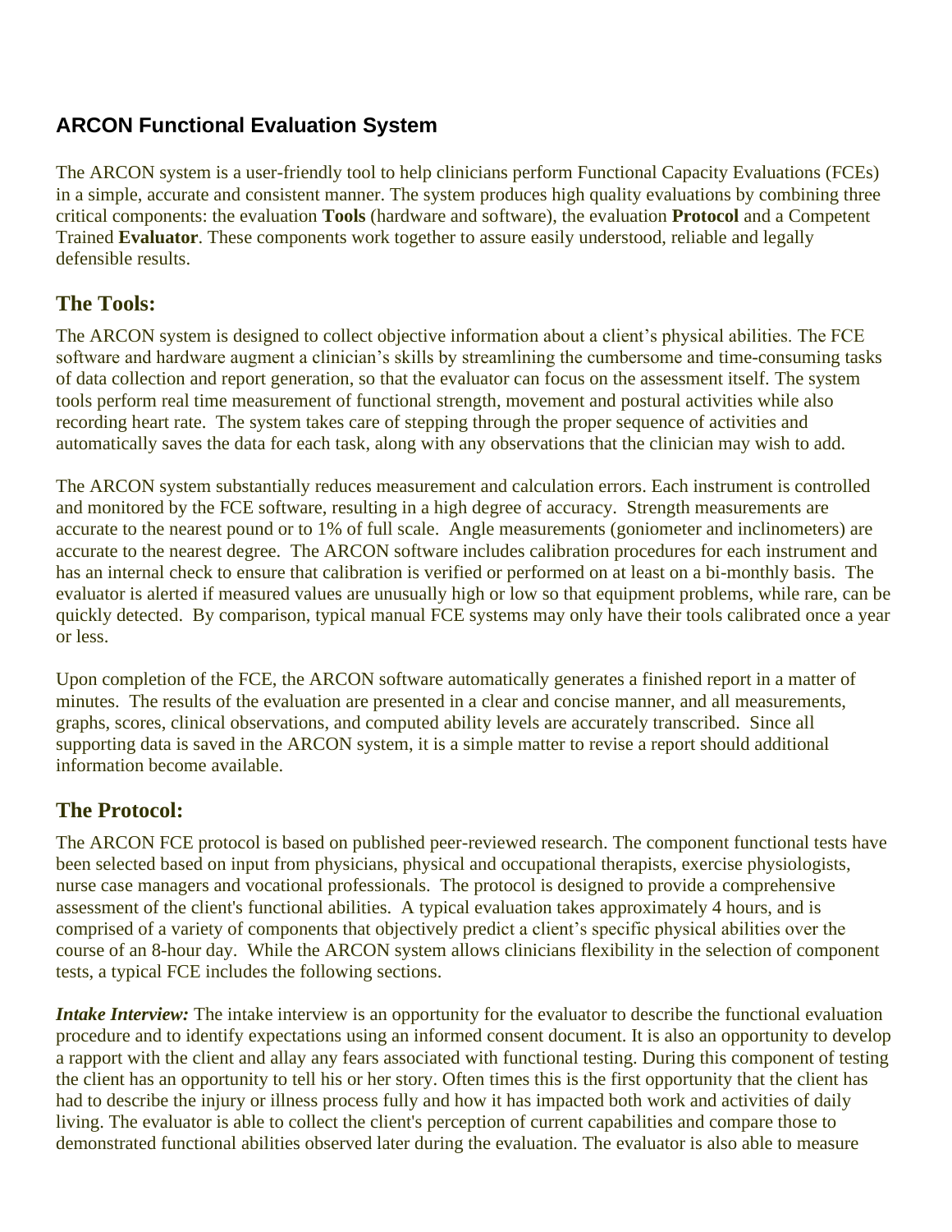## ARCON Functional Evaluation System

The ARCON system is a user-friendly tool to help clinicians perform Functional Capacity Evaluations (FCEs) in a simple, accurate and consistent manner. The system produces high quality evaluations by combining three critical components: the evaluation **Tools** (hardware and software), the evaluation **Protocol** and a Competent Trained **Evaluator**. These components work together to assure easily understood, reliable and legally defensible results.

### The Tools:

The ARCON system is designed to collect objective information about a client's physical abilities. The FCE software and hardware augment a clinician's skills by streamlining the cumbersome and time-consuming tasks of data collection and report generation, so that the evaluator can focus on the assessment itself. The system tools perform real time measurement of functional strength, movement and postural activities while also recording heart rate. The system takes care of stepping through the proper sequence of activities and automatically saves the data for each task, along with any observations that the clinician may wish to add.

The ARCON system substantially reduces measurement and calculation errors. Each instrument is controlled and monitored by the FCE software, resulting in a high degree of accuracy. Strength measurements are accurate to the nearest pound or to 1% of full scale. Angle measurements (goniometer and inclinometers) are accurate to the nearest degree. The ARCON software includes calibration procedures for each instrument and has an internal check to ensure that calibration is verified or performed on at least on a bi-monthly basis. The evaluator is alerted if measured values are unusually high or low so that equipment problems, while rare, can be quickly detected. By comparison, typical manual FCE systems may only have their tools calibrated once a year or less.

Upon completion of the FCE, the ARCON software automatically generates a finished report in a matter of minutes. The results of the evaluation are presented in a clear and concise manner, and all measurements, graphs, scores, clinical observations, and computed ability levels are accurately transcribed. Since all supporting data is saved in the ARCON system, it is a simple matter to revise a report should additional information become available.

### The Protocol:

The ARCON FCE protocol is based on published peer-reviewed research. The component functional tests have been selected based on input from physicians, physical and occupational therapists, exercise physiologists, nurse case managers and vocational professionals. The protocol is designed to provide a comprehensive assessment of the client's functional abilities. A typical evaluation takes approximately 4 hours, and is comprised of a variety of components that objectively predict a client's specific physical abilities over the course of an 8-hour day. While the ARCON system allows clinicians flexibility in the selection of component tests, a typical FCE includes the following sections.

***Intake Interview:*** The intake interview is an opportunity for the evaluator to describe the functional evaluation procedure and to identify expectations using an informed consent document. It is also an opportunity to develop a rapport with the client and allay any fears associated with functional testing. During this component of testing the client has an opportunity to tell his or her story. Often times this is the first opportunity that the client has had to describe the injury or illness process fully and how it has impacted both work and activities of daily living. The evaluator is able to collect the client's perception of current capabilities and compare those to demonstrated functional abilities observed later during the evaluation. The evaluator is also able to measure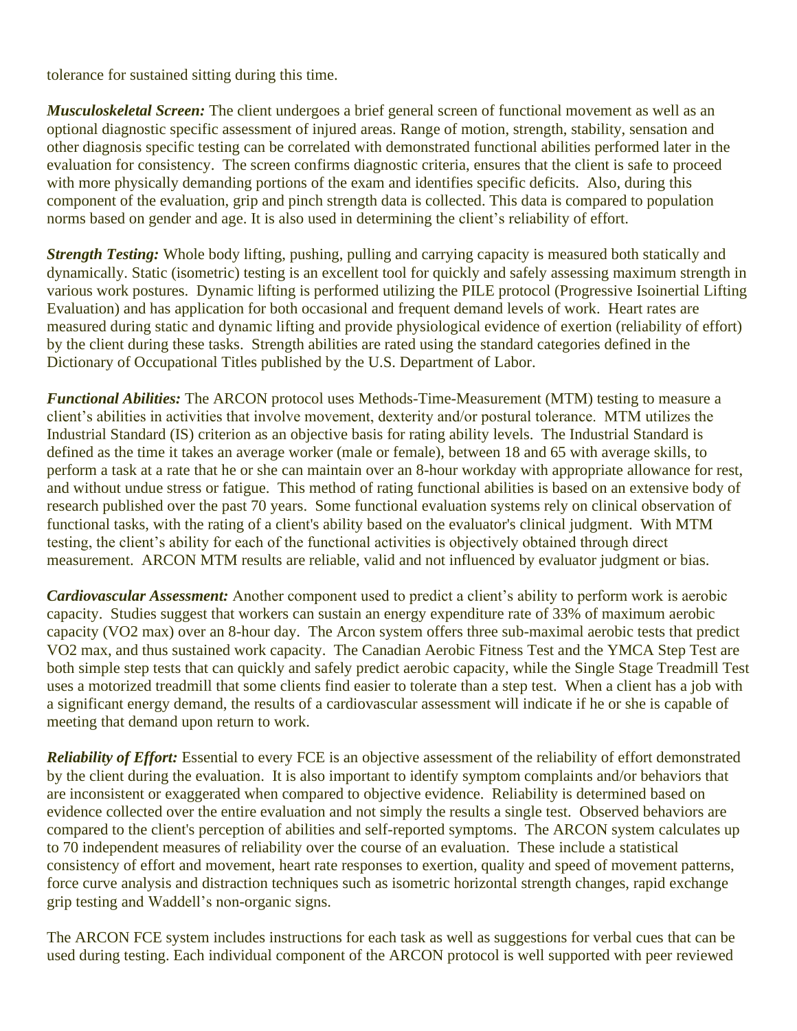tolerance for sustained sitting during this time.

***Musculoskeletal Screen:*** The client undergoes a brief general screen of functional movement as well as an optional diagnostic specific assessment of injured areas. Range of motion, strength, stability, sensation and other diagnosis specific testing can be correlated with demonstrated functional abilities performed later in the evaluation for consistency. The screen confirms diagnostic criteria, ensures that the client is safe to proceed with more physically demanding portions of the exam and identifies specific deficits. Also, during this component of the evaluation, grip and pinch strength data is collected. This data is compared to population norms based on gender and age. It is also used in determining the client's reliability of effort.

***Strength Testing:*** Whole body lifting, pushing, pulling and carrying capacity is measured both statically and dynamically. Static (isometric) testing is an excellent tool for quickly and safely assessing maximum strength in various work postures. Dynamic lifting is performed utilizing the PILE protocol (Progressive Isoinertial Lifting Evaluation) and has application for both occasional and frequent demand levels of work. Heart rates are measured during static and dynamic lifting and provide physiological evidence of exertion (reliability of effort) by the client during these tasks. Strength abilities are rated using the standard categories defined in the Dictionary of Occupational Titles published by the U.S. Department of Labor.

***Functional Abilities:*** The ARCON protocol uses Methods-Time-Measurement (MTM) testing to measure a client's abilities in activities that involve movement, dexterity and/or postural tolerance. MTM utilizes the Industrial Standard (IS) criterion as an objective basis for rating ability levels. The Industrial Standard is defined as the time it takes an average worker (male or female), between 18 and 65 with average skills, to perform a task at a rate that he or she can maintain over an 8-hour workday with appropriate allowance for rest, and without undue stress or fatigue. This method of rating functional abilities is based on an extensive body of research published over the past 70 years. Some functional evaluation systems rely on clinical observation of functional tasks, with the rating of a client's ability based on the evaluator's clinical judgment. With MTM testing, the client's ability for each of the functional activities is objectively obtained through direct measurement. ARCON MTM results are reliable, valid and not influenced by evaluator judgment or bias.

***Cardiovascular Assessment:*** Another component used to predict a client's ability to perform work is aerobic capacity. Studies suggest that workers can sustain an energy expenditure rate of 33% of maximum aerobic capacity (VO2 max) over an 8-hour day. The Arcon system offers three sub-maximal aerobic tests that predict VO2 max, and thus sustained work capacity. The Canadian Aerobic Fitness Test and the YMCA Step Test are both simple step tests that can quickly and safely predict aerobic capacity, while the Single Stage Treadmill Test uses a motorized treadmill that some clients find easier to tolerate than a step test. When a client has a job with a significant energy demand, the results of a cardiovascular assessment will indicate if he or she is capable of meeting that demand upon return to work.

***Reliability of Effort:*** Essential to every FCE is an objective assessment of the reliability of effort demonstrated by the client during the evaluation. It is also important to identify symptom complaints and/or behaviors that are inconsistent or exaggerated when compared to objective evidence. Reliability is determined based on evidence collected over the entire evaluation and not simply the results a single test. Observed behaviors are compared to the client's perception of abilities and self-reported symptoms. The ARCON system calculates up to 70 independent measures of reliability over the course of an evaluation. These include a statistical consistency of effort and movement, heart rate responses to exertion, quality and speed of movement patterns, force curve analysis and distraction techniques such as isometric horizontal strength changes, rapid exchange grip testing and Waddell's non-organic signs.

The ARCON FCE system includes instructions for each task as well as suggestions for verbal cues that can be used during testing. Each individual component of the ARCON protocol is well supported with peer reviewed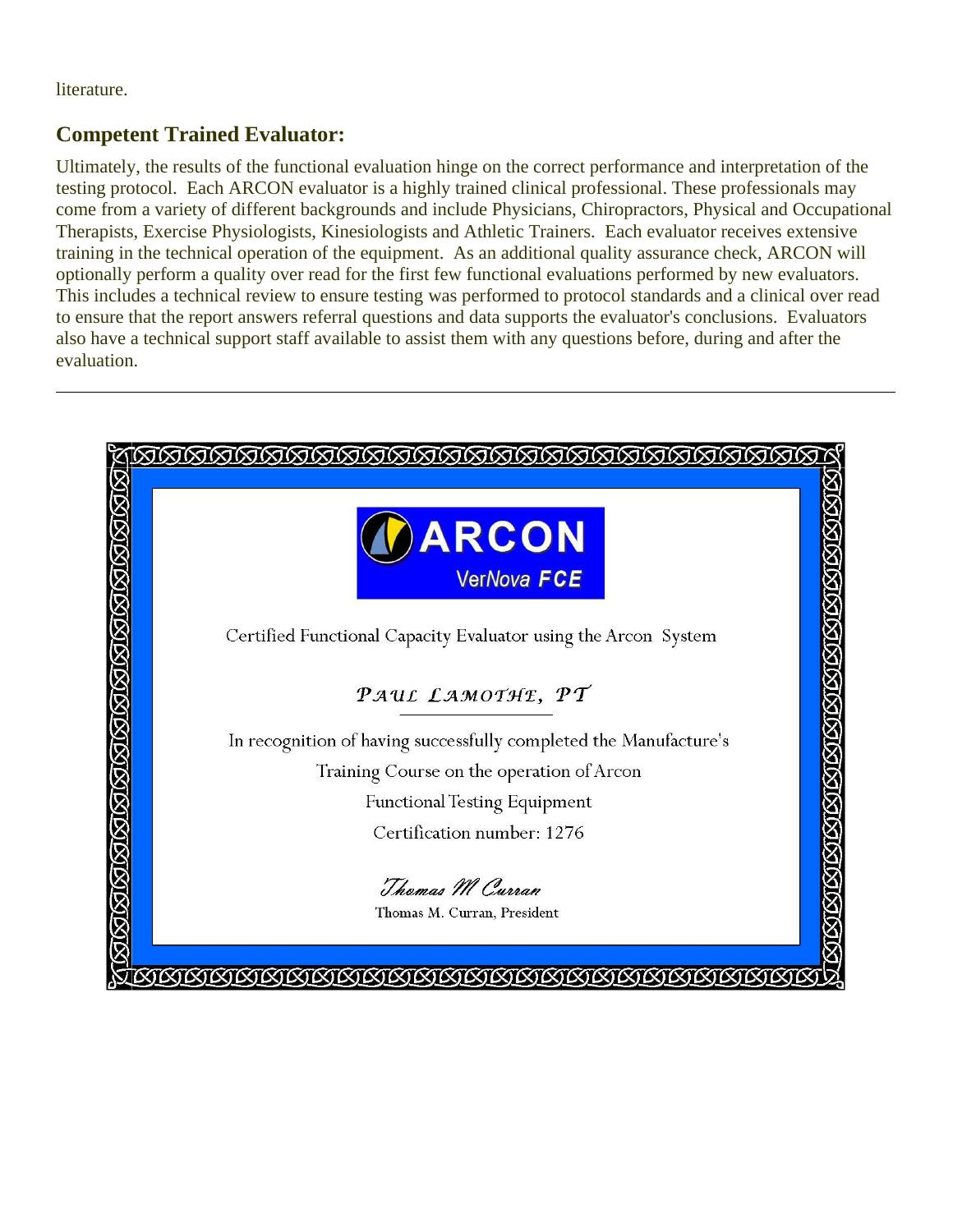literature.

## Competent Trained Evaluator:

Ultimately, the results of the functional evaluation hinge on the correct performance and interpretation of the testing protocol. Each ARCON evaluator is a highly trained clinical professional. These professionals may come from a variety of different backgrounds and include Physicians, Chiropractors, Physical and Occupational Therapists, Exercise Physiologists, Kinesiologists and Athletic Trainers. Each evaluator receives extensive training in the technical operation of the equipment. As an additional quality assurance check, ARCON will optionally perform a quality over read for the first few functional evaluations performed by new evaluators. This includes a technical review to ensure testing was performed to protocol standards and a clinical over read to ensure that the report answers referral questions and data supports the evaluator's conclusions. Evaluators also have a technical support staff available to assist them with any questions before, during and after the evaluation.

---

ARCON

VerNova FCE

Certified Functional Capacity Evaluator using the Arcon System

PAUL LAMOTHE, PT

In recognition of having successfully completed the Manufacture's Training Course on the operation of Arcon Functional Testing Equipment

Certification number: 1276

Thomas M Curran

Thomas M. Curran, President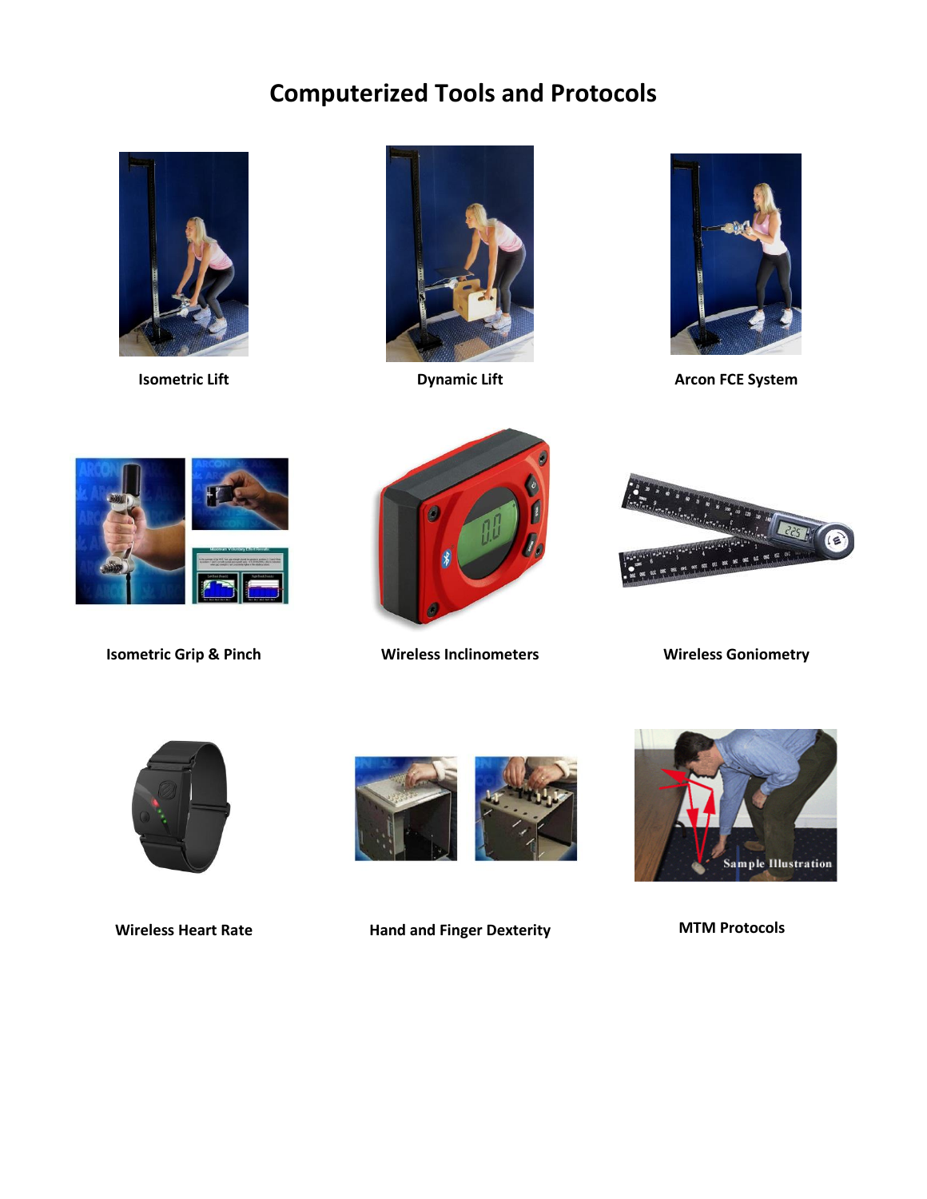# Computerized Tools and Protocols

**Isometric Lift**

**Dynamic Lift**

**Arcon FCE System**

**Isometric Grip & Pinch**

**Wireless Inclinometers**

**Wireless Goniometry**

**Wireless Heart Rate**

**Hand and Finger Dexterity**

**MTM Protocols**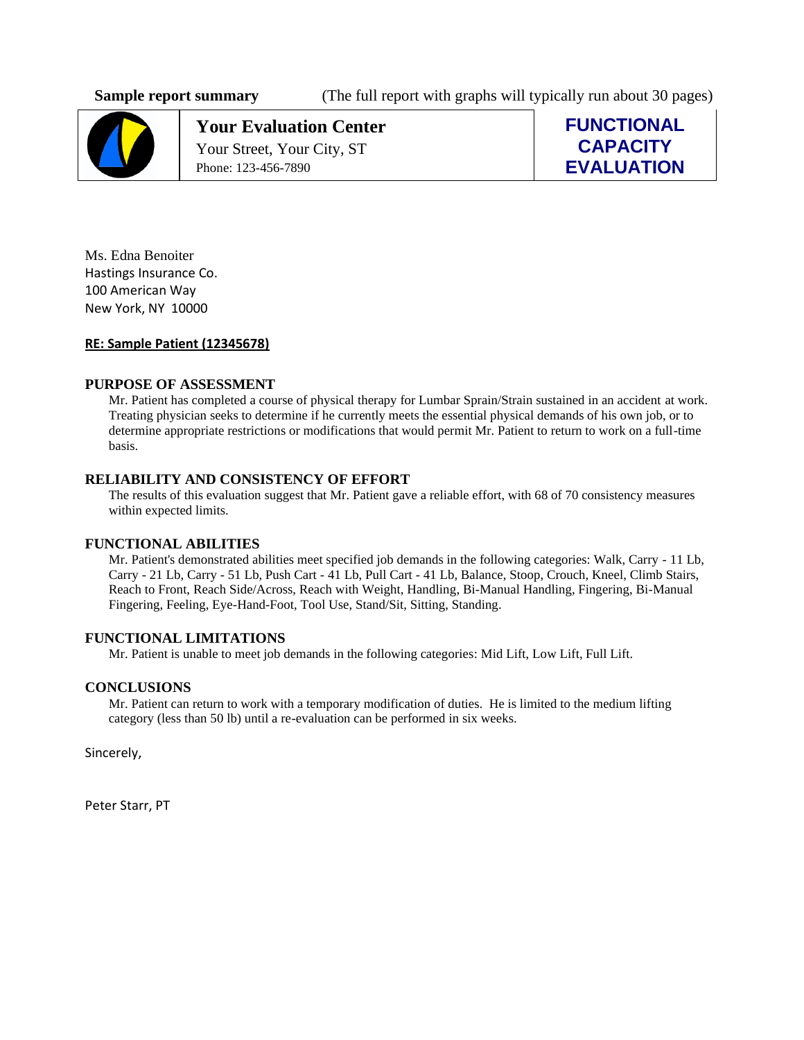**Sample report summary** (The full report with graphs will typically run about 30 pages)

| | **Your Evaluation Center**<br>Your Street, Your City, ST<br>Phone: 123-456-7890 | **FUNCTIONAL CAPACITY EVALUATION** |
|---|---|---|

Ms. Edna Benoiter
Hastings Insurance Co.
100 American Way
New York, NY 10000

**RE: Sample Patient (12345678)**

## PURPOSE OF ASSESSMENT

Mr. Patient has completed a course of physical therapy for Lumbar Sprain/Strain sustained in an accident at work. Treating physician seeks to determine if he currently meets the essential physical demands of his own job, or to determine appropriate restrictions or modifications that would permit Mr. Patient to return to work on a full-time basis.

## RELIABILITY AND CONSISTENCY OF EFFORT

The results of this evaluation suggest that Mr. Patient gave a reliable effort, with 68 of 70 consistency measures within expected limits.

## FUNCTIONAL ABILITIES

Mr. Patient's demonstrated abilities meet specified job demands in the following categories: Walk, Carry - 11 Lb, Carry - 21 Lb, Carry - 51 Lb, Push Cart - 41 Lb, Pull Cart - 41 Lb, Balance, Stoop, Crouch, Kneel, Climb Stairs, Reach to Front, Reach Side/Across, Reach with Weight, Handling, Bi-Manual Handling, Fingering, Bi-Manual Fingering, Feeling, Eye-Hand-Foot, Tool Use, Stand/Sit, Sitting, Standing.

## FUNCTIONAL LIMITATIONS

Mr. Patient is unable to meet job demands in the following categories: Mid Lift, Low Lift, Full Lift.

## CONCLUSIONS

Mr. Patient can return to work with a temporary modification of duties. He is limited to the medium lifting category (less than 50 lb) until a re-evaluation can be performed in six weeks.

Sincerely,

Peter Starr, PT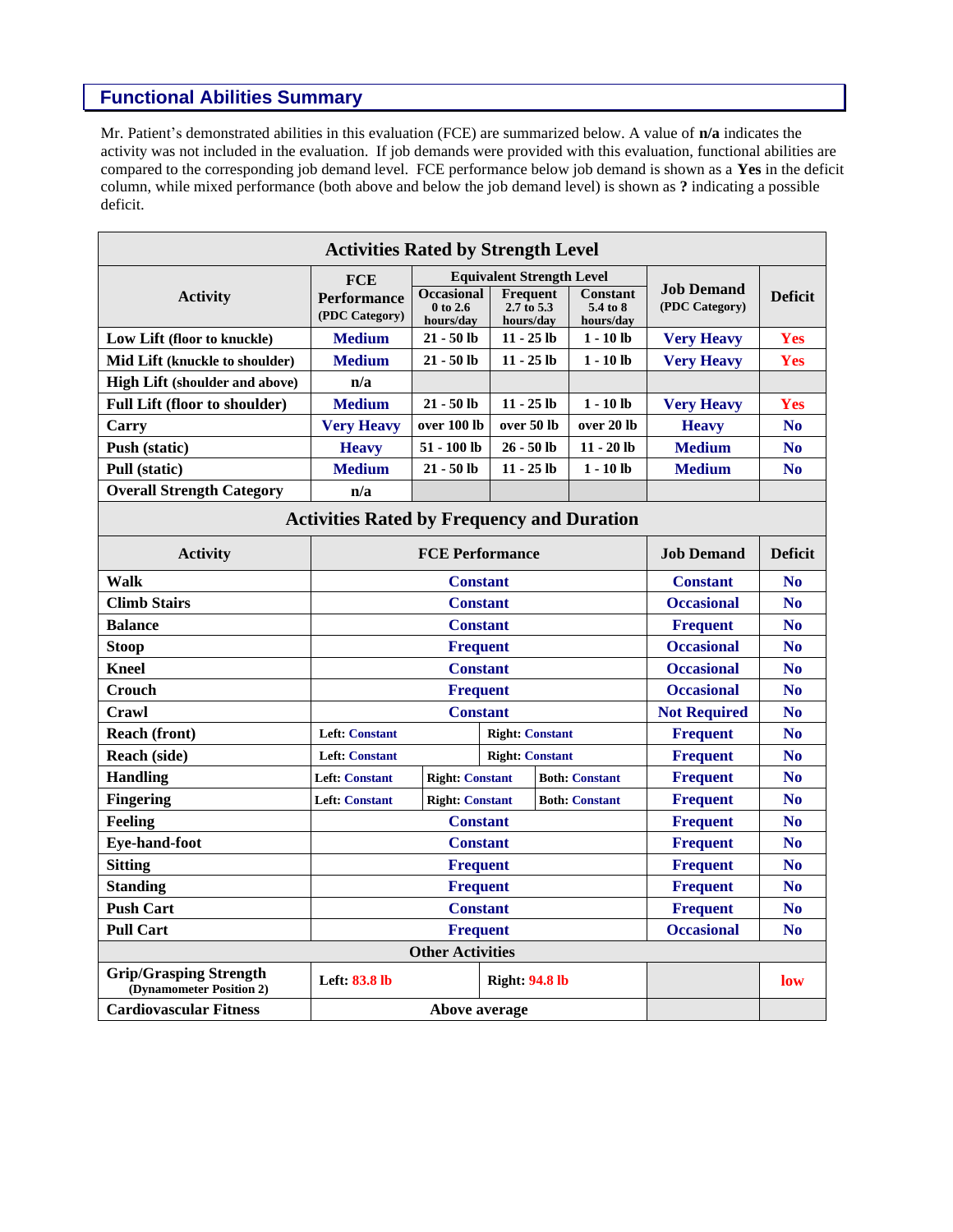## Functional Abilities Summary

Mr. Patient's demonstrated abilities in this evaluation (FCE) are summarized below. A value of **n/a** indicates the activity was not included in the evaluation. If job demands were provided with this evaluation, functional abilities are compared to the corresponding job demand level. FCE performance below job demand is shown as a **Yes** in the deficit column, while mixed performance (both above and below the job demand level) is shown as **?** indicating a possible deficit.

**Activities Rated by Strength Level**

| Activity | FCE Performance (PDC Category) | Equivalent Strength Level: Occasional 0 to 2.6 hours/day | Equivalent Strength Level: Frequent 2.7 to 5.3 hours/day | Equivalent Strength Level: Constant 5.4 to 8 hours/day | Job Demand (PDC Category) | Deficit |
|---|---|---|---|---|---|---|
| **Low Lift** (floor to knuckle) | Medium | 21 - 50 lb | 11 - 25 lb | 1 - 10 lb | Very Heavy | Yes |
| **Mid Lift** (knuckle to shoulder) | Medium | 21 - 50 lb | 11 - 25 lb | 1 - 10 lb | Very Heavy | Yes |
| **High Lift** (shoulder and above) | n/a | | | | | |
| **Full Lift** (floor to shoulder) | Medium | 21 - 50 lb | 11 - 25 lb | 1 - 10 lb | Very Heavy | Yes |
| **Carry** | Very Heavy | over 100 lb | over 50 lb | over 20 lb | Heavy | No |
| **Push (static)** | Heavy | 51 - 100 lb | 26 - 50 lb | 11 - 20 lb | Medium | No |
| **Pull (static)** | Medium | 21 - 50 lb | 11 - 25 lb | 1 - 10 lb | Medium | No |
| **Overall Strength Category** | n/a | | | | | |

**Activities Rated by Frequency and Duration**

| Activity | FCE Performance | | | Job Demand | Deficit |
|---|---|---|---|---|---|
| **Walk** | Constant | | | Constant | No |
| **Climb Stairs** | Constant | | | Occasional | No |
| **Balance** | Constant | | | Frequent | No |
| **Stoop** | Frequent | | | Occasional | No |
| **Kneel** | Constant | | | Occasional | No |
| **Crouch** | Frequent | | | Occasional | No |
| **Crawl** | Constant | | | Not Required | No |
| **Reach (front)** | Left: Constant | Right: Constant | | Frequent | No |
| **Reach (side)** | Left: Constant | Right: Constant | | Frequent | No |
| **Handling** | Left: Constant | Right: Constant | Both: Constant | Frequent | No |
| **Fingering** | Left: Constant | Right: Constant | Both: Constant | Frequent | No |
| **Feeling** | Constant | | | Frequent | No |
| **Eye-hand-foot** | Constant | | | Frequent | No |
| **Sitting** | Frequent | | | Frequent | No |
| **Standing** | Frequent | | | Frequent | No |
| **Push Cart** | Constant | | | Frequent | No |
| **Pull Cart** | Frequent | | | Occasional | No |

**Other Activities**

| Activity | FCE Performance | | Job Demand | Deficit |
|---|---|---|---|---|
| **Grip/Grasping Strength** (Dynamometer Position 2) | Left: 83.8 lb | Right: 94.8 lb | | low |
| **Cardiovascular Fitness** | Above average | | | |